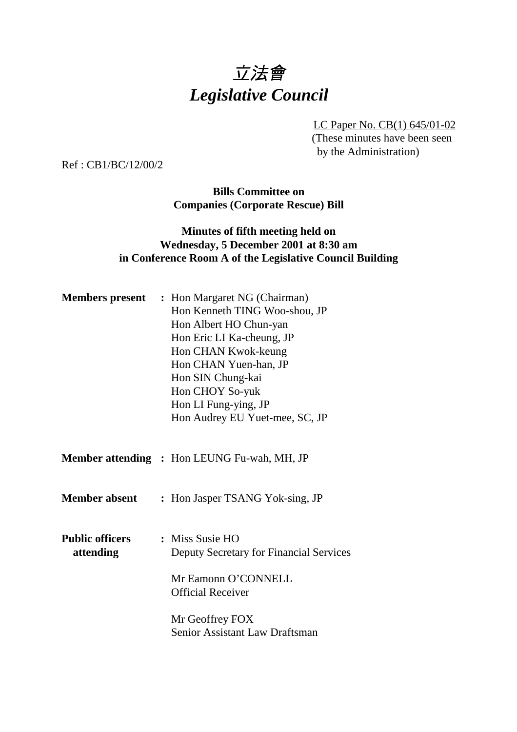# *立法會*
# *Legislative Council*

LC Paper No. CB(1) 645/01-02
(These minutes have been seen by the Administration)

Ref : CB1/BC/12/00/2

**Bills Committee on**
**Companies (Corporate Rescue) Bill**

**Minutes of fifth meeting held on**
**Wednesday, 5 December 2001 at 8:30 am**
**in Conference Room A of the Legislative Council Building**

**Members present** : Hon Margaret NG (Chairman)
Hon Kenneth TING Woo-shou, JP
Hon Albert HO Chun-yan
Hon Eric LI Ka-cheung, JP
Hon CHAN Kwok-keung
Hon CHAN Yuen-han, JP
Hon SIN Chung-kai
Hon CHOY So-yuk
Hon LI Fung-ying, JP
Hon Audrey EU Yuet-mee, SC, JP

**Member attending** : Hon LEUNG Fu-wah, MH, JP

**Member absent** : Hon Jasper TSANG Yok-sing, JP

**Public officers attending** : Miss Susie HO
Deputy Secretary for Financial Services

Mr Eamonn O'CONNELL
Official Receiver

Mr Geoffrey FOX
Senior Assistant Law Draftsman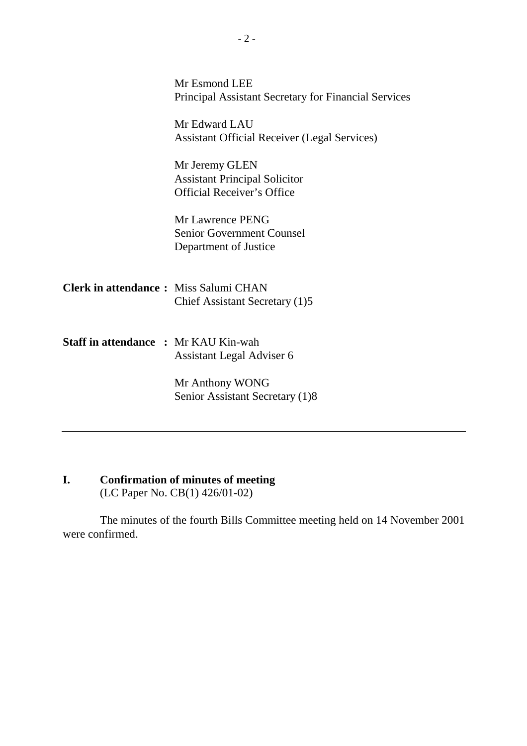Mr Esmond LEE
Principal Assistant Secretary for Financial Services

Mr Edward LAU
Assistant Official Receiver (Legal Services)

Mr Jeremy GLEN
Assistant Principal Solicitor
Official Receiver's Office

Mr Lawrence PENG
Senior Government Counsel
Department of Justice

**Clerk in attendance :** Miss Salumi CHAN
Chief Assistant Secretary (1)5

**Staff in attendance :** Mr KAU Kin-wah
Assistant Legal Adviser 6

Mr Anthony WONG
Senior Assistant Secretary (1)8

---

## I. Confirmation of minutes of meeting
(LC Paper No. CB(1) 426/01-02)

The minutes of the fourth Bills Committee meeting held on 14 November 2001 were confirmed.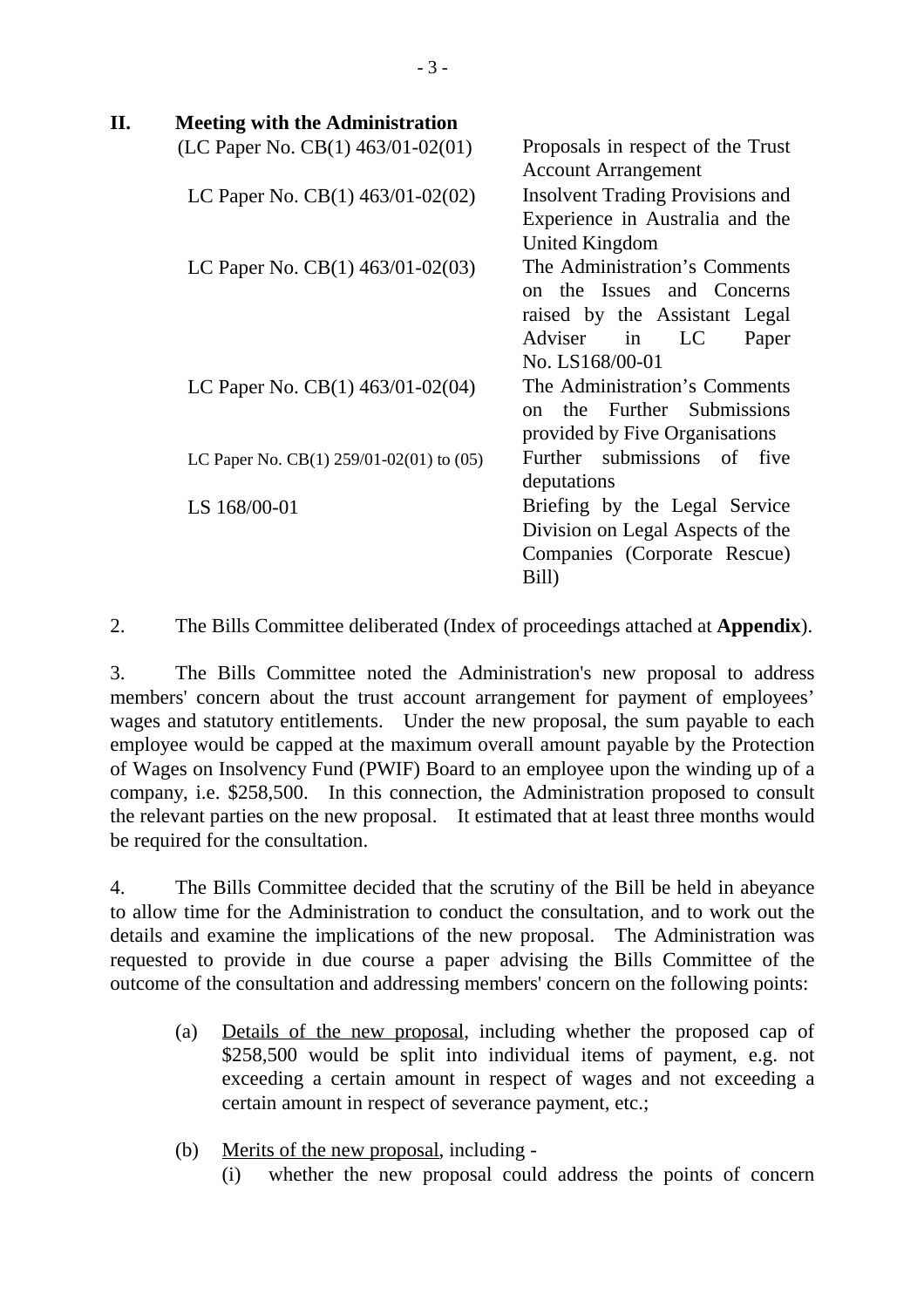## II. Meeting with the Administration

| | |
|---|---|
| (LC Paper No. CB(1) 463/01-02(01) | Proposals in respect of the Trust Account Arrangement |
| LC Paper No. CB(1) 463/01-02(02) | Insolvent Trading Provisions and Experience in Australia and the United Kingdom |
| LC Paper No. CB(1) 463/01-02(03) | The Administration's Comments on the Issues and Concerns raised by the Assistant Legal Adviser in LC Paper No. LS168/00-01 |
| LC Paper No. CB(1) 463/01-02(04) | The Administration's Comments on the Further Submissions provided by Five Organisations |
| LC Paper No. CB(1) 259/01-02(01) to (05) | Further submissions of five deputations |
| LS 168/00-01 | Briefing by the Legal Service Division on Legal Aspects of the Companies (Corporate Rescue) Bill) |

2. The Bills Committee deliberated (Index of proceedings attached at **Appendix**).

3. The Bills Committee noted the Administration's new proposal to address members' concern about the trust account arrangement for payment of employees' wages and statutory entitlements. Under the new proposal, the sum payable to each employee would be capped at the maximum overall amount payable by the Protection of Wages on Insolvency Fund (PWIF) Board to an employee upon the winding up of a company, i.e. $258,500. In this connection, the Administration proposed to consult the relevant parties on the new proposal. It estimated that at least three months would be required for the consultation.

4. The Bills Committee decided that the scrutiny of the Bill be held in abeyance to allow time for the Administration to conduct the consultation, and to work out the details and examine the implications of the new proposal. The Administration was requested to provide in due course a paper advising the Bills Committee of the outcome of the consultation and addressing members' concern on the following points:

(a) Details of the new proposal, including whether the proposed cap of $258,500 would be split into individual items of payment, e.g. not exceeding a certain amount in respect of wages and not exceeding a certain amount in respect of severance payment, etc.;

(b) Merits of the new proposal, including -
   (i) whether the new proposal could address the points of concern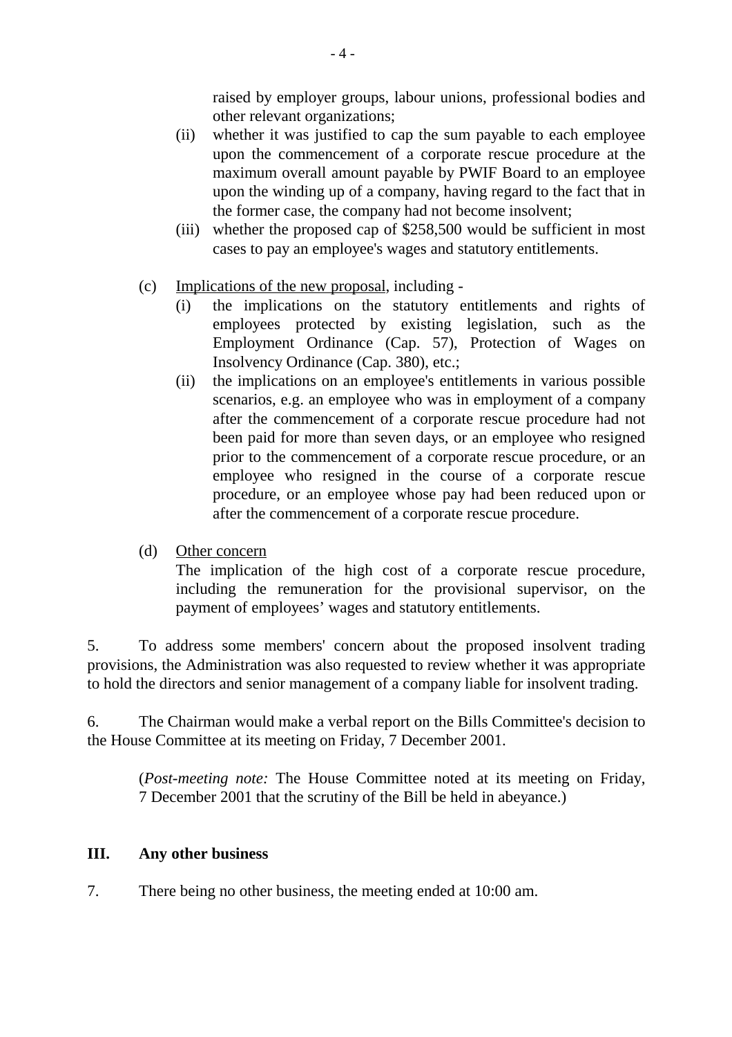raised by employer groups, labour unions, professional bodies and other relevant organizations;

(ii) whether it was justified to cap the sum payable to each employee upon the commencement of a corporate rescue procedure at the maximum overall amount payable by PWIF Board to an employee upon the winding up of a company, having regard to the fact that in the former case, the company had not become insolvent;

(iii) whether the proposed cap of $258,500 would be sufficient in most cases to pay an employee's wages and statutory entitlements.

(c) Implications of the new proposal, including -

(i) the implications on the statutory entitlements and rights of employees protected by existing legislation, such as the Employment Ordinance (Cap. 57), Protection of Wages on Insolvency Ordinance (Cap. 380), etc.;

(ii) the implications on an employee's entitlements in various possible scenarios, e.g. an employee who was in employment of a company after the commencement of a corporate rescue procedure had not been paid for more than seven days, or an employee who resigned prior to the commencement of a corporate rescue procedure, or an employee who resigned in the course of a corporate rescue procedure, or an employee whose pay had been reduced upon or after the commencement of a corporate rescue procedure.

(d) Other concern

The implication of the high cost of a corporate rescue procedure, including the remuneration for the provisional supervisor, on the payment of employees' wages and statutory entitlements.

5. To address some members' concern about the proposed insolvent trading provisions, the Administration was also requested to review whether it was appropriate to hold the directors and senior management of a company liable for insolvent trading.

6. The Chairman would make a verbal report on the Bills Committee's decision to the House Committee at its meeting on Friday, 7 December 2001.

(*Post-meeting note:* The House Committee noted at its meeting on Friday, 7 December 2001 that the scrutiny of the Bill be held in abeyance.)

## III. Any other business

7. There being no other business, the meeting ended at 10:00 am.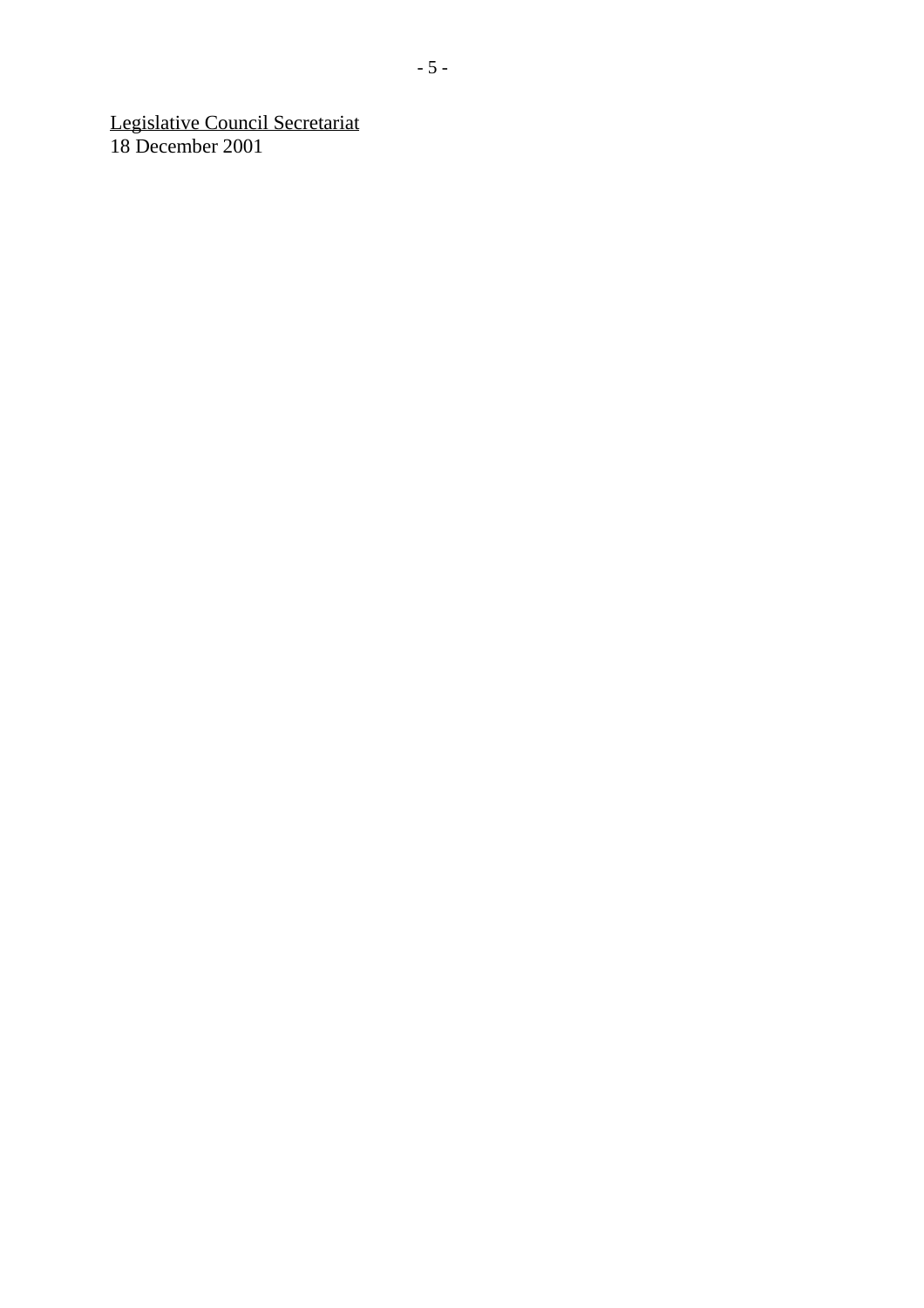<u>Legislative Council Secretariat</u>
18 December 2001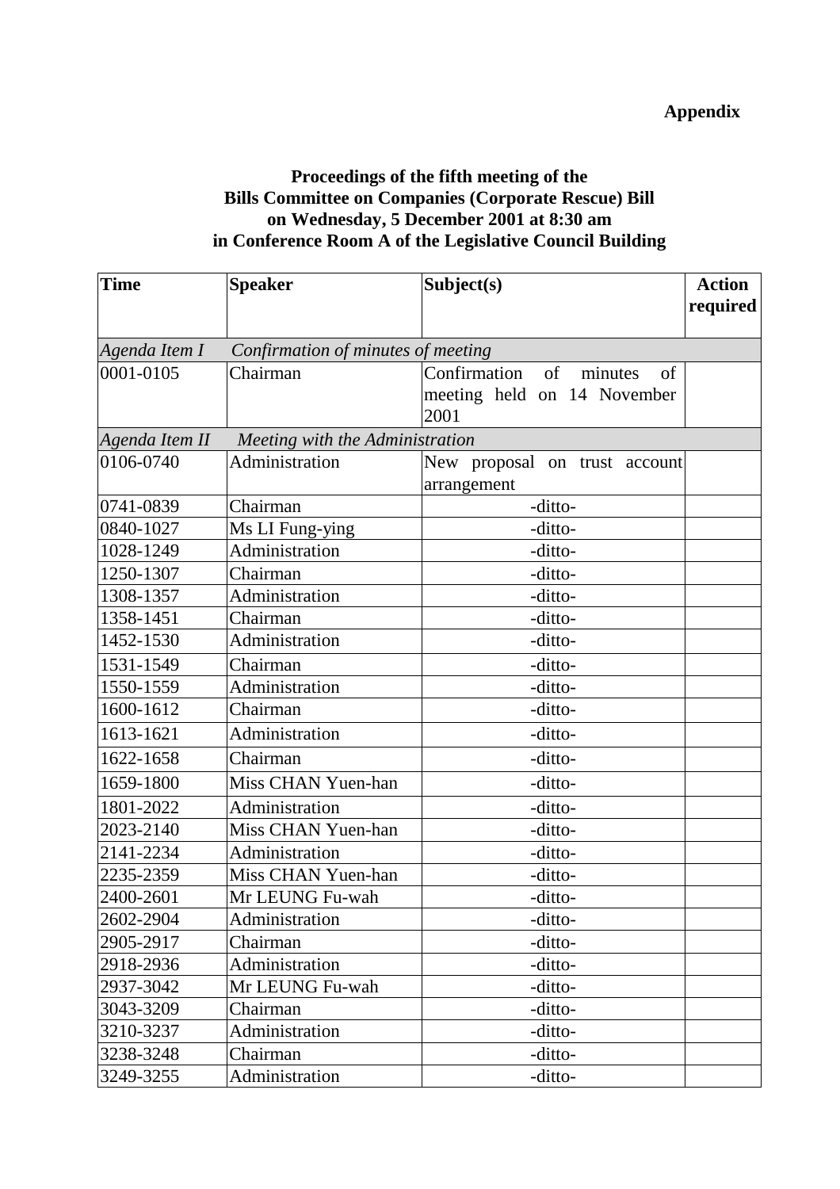**Appendix**

**Proceedings of the fifth meeting of the Bills Committee on Companies (Corporate Rescue) Bill on Wednesday, 5 December 2001 at 8:30 am in Conference Room A of the Legislative Council Building**

| Time | Speaker | Subject(s) | Action required |
|---|---|---|---|
| *Agenda Item I* | *Confirmation of minutes of meeting* | | |
| 0001-0105 | Chairman | Confirmation of minutes of meeting held on 14 November 2001 | |
| *Agenda Item II* | *Meeting with the Administration* | | |
| 0106-0740 | Administration | New proposal on trust account arrangement | |
| 0741-0839 | Chairman | -ditto- | |
| 0840-1027 | Ms LI Fung-ying | -ditto- | |
| 1028-1249 | Administration | -ditto- | |
| 1250-1307 | Chairman | -ditto- | |
| 1308-1357 | Administration | -ditto- | |
| 1358-1451 | Chairman | -ditto- | |
| 1452-1530 | Administration | -ditto- | |
| 1531-1549 | Chairman | -ditto- | |
| 1550-1559 | Administration | -ditto- | |
| 1600-1612 | Chairman | -ditto- | |
| 1613-1621 | Administration | -ditto- | |
| 1622-1658 | Chairman | -ditto- | |
| 1659-1800 | Miss CHAN Yuen-han | -ditto- | |
| 1801-2022 | Administration | -ditto- | |
| 2023-2140 | Miss CHAN Yuen-han | -ditto- | |
| 2141-2234 | Administration | -ditto- | |
| 2235-2359 | Miss CHAN Yuen-han | -ditto- | |
| 2400-2601 | Mr LEUNG Fu-wah | -ditto- | |
| 2602-2904 | Administration | -ditto- | |
| 2905-2917 | Chairman | -ditto- | |
| 2918-2936 | Administration | -ditto- | |
| 2937-3042 | Mr LEUNG Fu-wah | -ditto- | |
| 3043-3209 | Chairman | -ditto- | |
| 3210-3237 | Administration | -ditto- | |
| 3238-3248 | Chairman | -ditto- | |
| 3249-3255 | Administration | -ditto- | |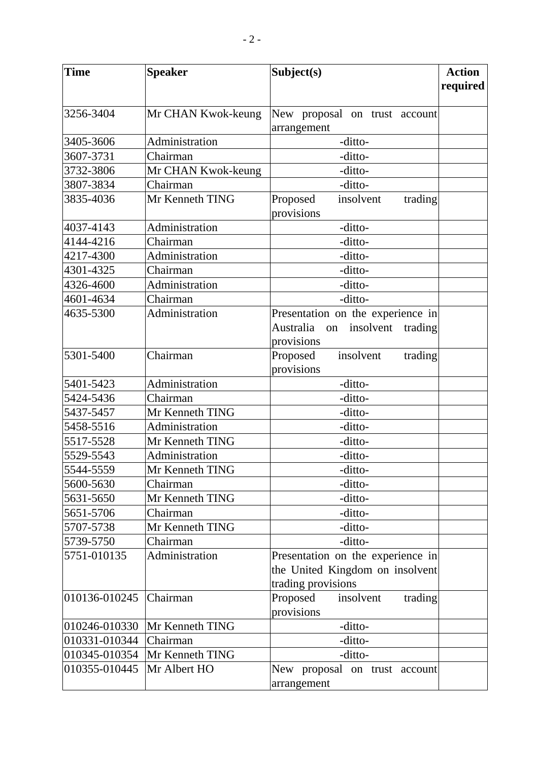| Time | Speaker | Subject(s) | Action required |
|---|---|---|---|
| 3256-3404 | Mr CHAN Kwok-keung | New proposal on trust account arrangement | |
| 3405-3606 | Administration | -ditto- | |
| 3607-3731 | Chairman | -ditto- | |
| 3732-3806 | Mr CHAN Kwok-keung | -ditto- | |
| 3807-3834 | Chairman | -ditto- | |
| 3835-4036 | Mr Kenneth TING | Proposed insolvent trading provisions | |
| 4037-4143 | Administration | -ditto- | |
| 4144-4216 | Chairman | -ditto- | |
| 4217-4300 | Administration | -ditto- | |
| 4301-4325 | Chairman | -ditto- | |
| 4326-4600 | Administration | -ditto- | |
| 4601-4634 | Chairman | -ditto- | |
| 4635-5300 | Administration | Presentation on the experience in Australia on insolvent trading provisions | |
| 5301-5400 | Chairman | Proposed insolvent trading provisions | |
| 5401-5423 | Administration | -ditto- | |
| 5424-5436 | Chairman | -ditto- | |
| 5437-5457 | Mr Kenneth TING | -ditto- | |
| 5458-5516 | Administration | -ditto- | |
| 5517-5528 | Mr Kenneth TING | -ditto- | |
| 5529-5543 | Administration | -ditto- | |
| 5544-5559 | Mr Kenneth TING | -ditto- | |
| 5600-5630 | Chairman | -ditto- | |
| 5631-5650 | Mr Kenneth TING | -ditto- | |
| 5651-5706 | Chairman | -ditto- | |
| 5707-5738 | Mr Kenneth TING | -ditto- | |
| 5739-5750 | Chairman | -ditto- | |
| 5751-010135 | Administration | Presentation on the experience in the United Kingdom on insolvent trading provisions | |
| 010136-010245 | Chairman | Proposed insolvent trading provisions | |
| 010246-010330 | Mr Kenneth TING | -ditto- | |
| 010331-010344 | Chairman | -ditto- | |
| 010345-010354 | Mr Kenneth TING | -ditto- | |
| 010355-010445 | Mr Albert HO | New proposal on trust account arrangement | |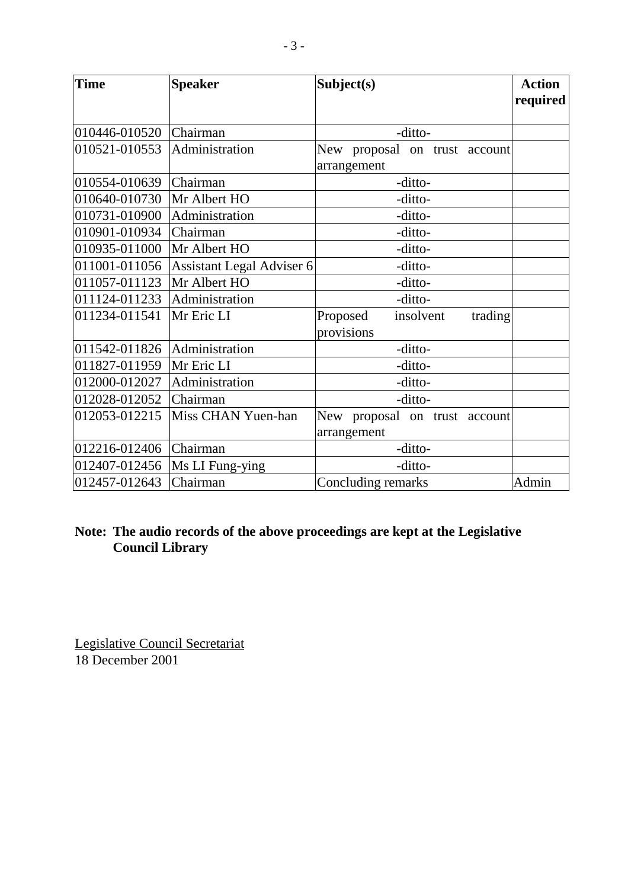| Time | Speaker | Subject(s) | Action required |
|---|---|---|---|
| 010446-010520 | Chairman | -ditto- | |
| 010521-010553 | Administration | New proposal on trust account arrangement | |
| 010554-010639 | Chairman | -ditto- | |
| 010640-010730 | Mr Albert HO | -ditto- | |
| 010731-010900 | Administration | -ditto- | |
| 010901-010934 | Chairman | -ditto- | |
| 010935-011000 | Mr Albert HO | -ditto- | |
| 011001-011056 | Assistant Legal Adviser 6 | -ditto- | |
| 011057-011123 | Mr Albert HO | -ditto- | |
| 011124-011233 | Administration | -ditto- | |
| 011234-011541 | Mr Eric LI | Proposed insolvent trading provisions | |
| 011542-011826 | Administration | -ditto- | |
| 011827-011959 | Mr Eric LI | -ditto- | |
| 012000-012027 | Administration | -ditto- | |
| 012028-012052 | Chairman | -ditto- | |
| 012053-012215 | Miss CHAN Yuen-han | New proposal on trust account arrangement | |
| 012216-012406 | Chairman | -ditto- | |
| 012407-012456 | Ms LI Fung-ying | -ditto- | |
| 012457-012643 | Chairman | Concluding remarks | Admin |

**Note: The audio records of the above proceedings are kept at the Legislative Council Library**

Legislative Council Secretariat
18 December 2001